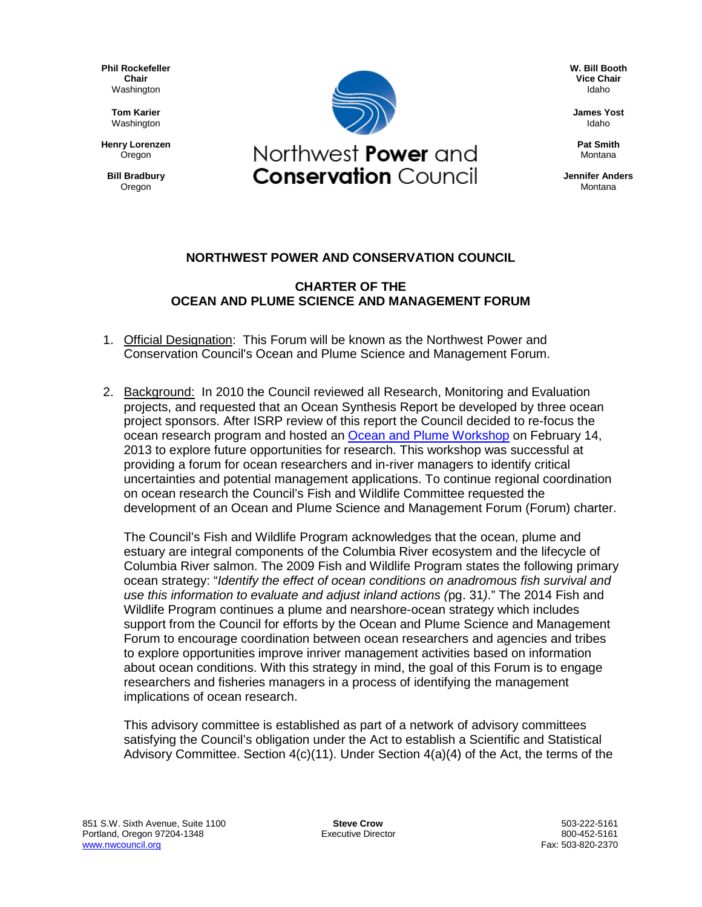Phil Rockefeller
Chair
Washington

Tom Karier
Washington

Henry Lorenzen
Oregon

Bill Bradbury
Oregon

Northwest **Power** and **Conservation** Council

W. Bill Booth
Vice Chair
Idaho

James Yost
Idaho

Pat Smith
Montana

Jennifer Anders
Montana

## NORTHWEST POWER AND CONSERVATION COUNCIL

## CHARTER OF THE OCEAN AND PLUME SCIENCE AND MANAGEMENT FORUM

1. Official Designation: This Forum will be known as the Northwest Power and Conservation Council's Ocean and Plume Science and Management Forum.

2. Background: In 2010 the Council reviewed all Research, Monitoring and Evaluation projects, and requested that an Ocean Synthesis Report be developed by three ocean project sponsors. After ISRP review of this report the Council decided to re-focus the ocean research program and hosted an Ocean and Plume Workshop on February 14, 2013 to explore future opportunities for research. This workshop was successful at providing a forum for ocean researchers and in-river managers to identify critical uncertainties and potential management applications. To continue regional coordination on ocean research the Council's Fish and Wildlife Committee requested the development of an Ocean and Plume Science and Management Forum (Forum) charter.

   The Council's Fish and Wildlife Program acknowledges that the ocean, plume and estuary are integral components of the Columbia River ecosystem and the lifecycle of Columbia River salmon. The 2009 Fish and Wildlife Program states the following primary ocean strategy: "*Identify the effect of ocean conditions on anadromous fish survival and use this information to evaluate and adjust inland actions (*pg. 31*)*." The 2014 Fish and Wildlife Program continues a plume and nearshore-ocean strategy which includes support from the Council for efforts by the Ocean and Plume Science and Management Forum to encourage coordination between ocean researchers and agencies and tribes to explore opportunities improve inriver management activities based on information about ocean conditions. With this strategy in mind, the goal of this Forum is to engage researchers and fisheries managers in a process of identifying the management implications of ocean research.

   This advisory committee is established as part of a network of advisory committees satisfying the Council's obligation under the Act to establish a Scientific and Statistical Advisory Committee. Section 4(c)(11). Under Section 4(a)(4) of the Act, the terms of the

851 S.W. Sixth Avenue, Suite 1100
Portland, Oregon 97204-1348
www.nwcouncil.org

Steve Crow
Executive Director

503-222-5161
800-452-5161
Fax: 503-820-2370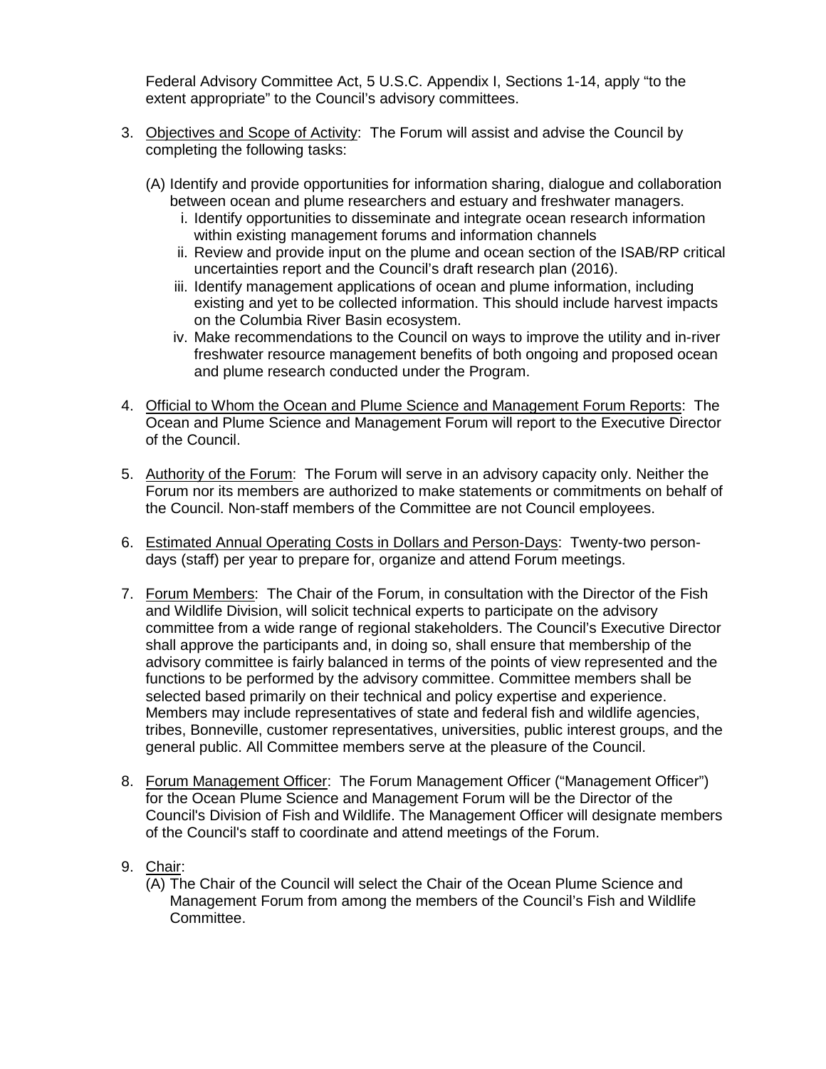Federal Advisory Committee Act, 5 U.S.C. Appendix I, Sections 1-14, apply "to the extent appropriate" to the Council's advisory committees.

3. Objectives and Scope of Activity: The Forum will assist and advise the Council by completing the following tasks:

   (A) Identify and provide opportunities for information sharing, dialogue and collaboration between ocean and plume researchers and estuary and freshwater managers.

      i. Identify opportunities to disseminate and integrate ocean research information within existing management forums and information channels

      ii. Review and provide input on the plume and ocean section of the ISAB/RP critical uncertainties report and the Council's draft research plan (2016).

      iii. Identify management applications of ocean and plume information, including existing and yet to be collected information. This should include harvest impacts on the Columbia River Basin ecosystem.

      iv. Make recommendations to the Council on ways to improve the utility and in-river freshwater resource management benefits of both ongoing and proposed ocean and plume research conducted under the Program.

4. Official to Whom the Ocean and Plume Science and Management Forum Reports: The Ocean and Plume Science and Management Forum will report to the Executive Director of the Council.

5. Authority of the Forum: The Forum will serve in an advisory capacity only. Neither the Forum nor its members are authorized to make statements or commitments on behalf of the Council. Non-staff members of the Committee are not Council employees.

6. Estimated Annual Operating Costs in Dollars and Person-Days: Twenty-two person-days (staff) per year to prepare for, organize and attend Forum meetings.

7. Forum Members: The Chair of the Forum, in consultation with the Director of the Fish and Wildlife Division, will solicit technical experts to participate on the advisory committee from a wide range of regional stakeholders. The Council's Executive Director shall approve the participants and, in doing so, shall ensure that membership of the advisory committee is fairly balanced in terms of the points of view represented and the functions to be performed by the advisory committee. Committee members shall be selected based primarily on their technical and policy expertise and experience. Members may include representatives of state and federal fish and wildlife agencies, tribes, Bonneville, customer representatives, universities, public interest groups, and the general public. All Committee members serve at the pleasure of the Council.

8. Forum Management Officer: The Forum Management Officer ("Management Officer") for the Ocean Plume Science and Management Forum will be the Director of the Council's Division of Fish and Wildlife. The Management Officer will designate members of the Council's staff to coordinate and attend meetings of the Forum.

9. Chair:

   (A) The Chair of the Council will select the Chair of the Ocean Plume Science and Management Forum from among the members of the Council's Fish and Wildlife Committee.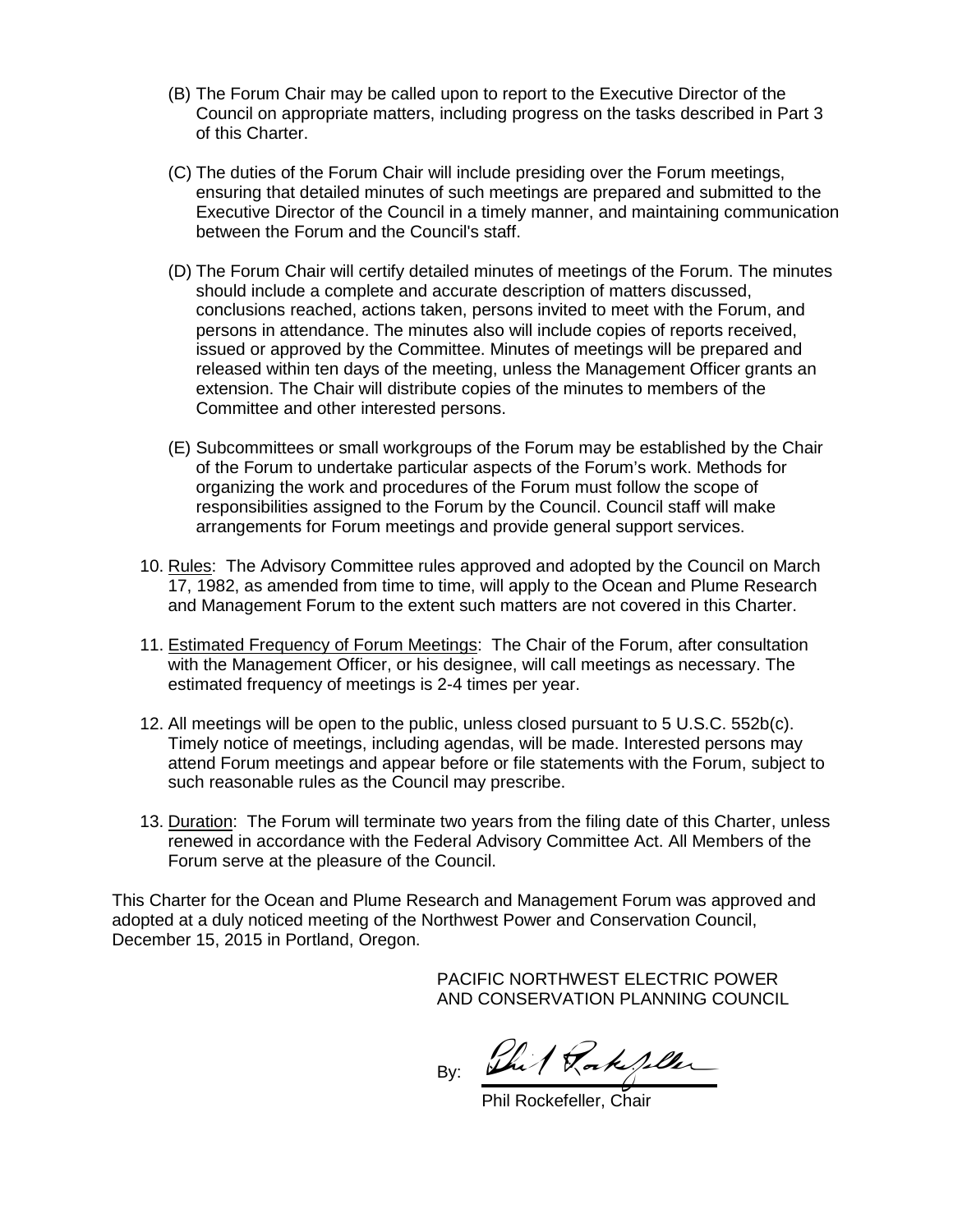(B) The Forum Chair may be called upon to report to the Executive Director of the Council on appropriate matters, including progress on the tasks described in Part 3 of this Charter.

(C) The duties of the Forum Chair will include presiding over the Forum meetings, ensuring that detailed minutes of such meetings are prepared and submitted to the Executive Director of the Council in a timely manner, and maintaining communication between the Forum and the Council's staff.

(D) The Forum Chair will certify detailed minutes of meetings of the Forum. The minutes should include a complete and accurate description of matters discussed, conclusions reached, actions taken, persons invited to meet with the Forum, and persons in attendance. The minutes also will include copies of reports received, issued or approved by the Committee. Minutes of meetings will be prepared and released within ten days of the meeting, unless the Management Officer grants an extension. The Chair will distribute copies of the minutes to members of the Committee and other interested persons.

(E) Subcommittees or small workgroups of the Forum may be established by the Chair of the Forum to undertake particular aspects of the Forum's work. Methods for organizing the work and procedures of the Forum must follow the scope of responsibilities assigned to the Forum by the Council. Council staff will make arrangements for Forum meetings and provide general support services.

10. Rules: The Advisory Committee rules approved and adopted by the Council on March 17, 1982, as amended from time to time, will apply to the Ocean and Plume Research and Management Forum to the extent such matters are not covered in this Charter.

11. Estimated Frequency of Forum Meetings: The Chair of the Forum, after consultation with the Management Officer, or his designee, will call meetings as necessary. The estimated frequency of meetings is 2-4 times per year.

12. All meetings will be open to the public, unless closed pursuant to 5 U.S.C. 552b(c). Timely notice of meetings, including agendas, will be made. Interested persons may attend Forum meetings and appear before or file statements with the Forum, subject to such reasonable rules as the Council may prescribe.

13. Duration: The Forum will terminate two years from the filing date of this Charter, unless renewed in accordance with the Federal Advisory Committee Act. All Members of the Forum serve at the pleasure of the Council.

This Charter for the Ocean and Plume Research and Management Forum was approved and adopted at a duly noticed meeting of the Northwest Power and Conservation Council, December 15, 2015 in Portland, Oregon.

PACIFIC NORTHWEST ELECTRIC POWER
AND CONSERVATION PLANNING COUNCIL

By: Phil Rockefeller

Phil Rockefeller, Chair